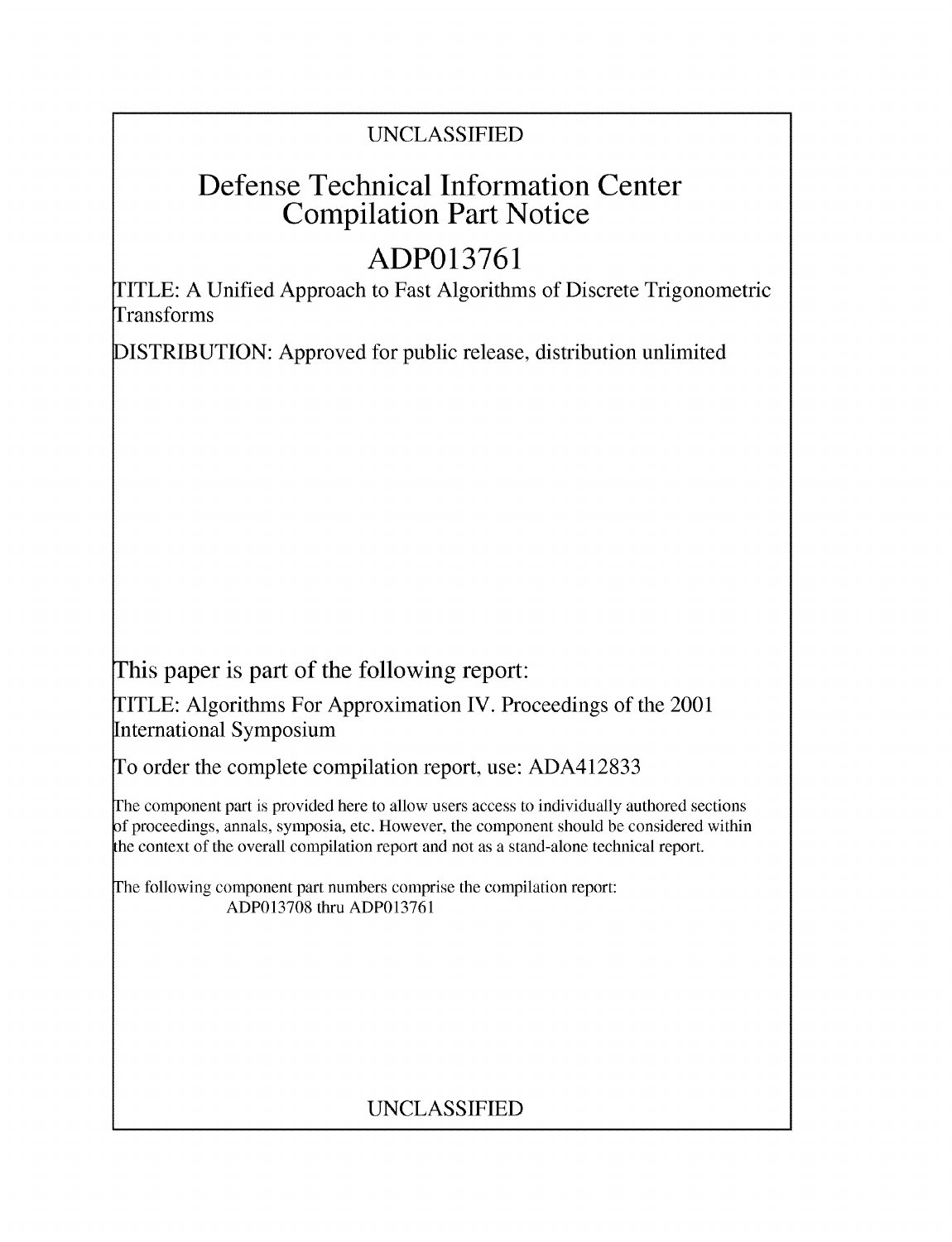UNCLASSIFIED

# Defense Technical Information Center Compilation Part Notice

# ADP013761

TITLE: A Unified Approach to Fast Algorithms of Discrete Trigonometric Transforms

DISTRIBUTION: Approved for public release, distribution unlimited

This paper is part of the following report:

TITLE: Algorithms For Approximation IV. Proceedings of the 2001 International Symposium

To order the complete compilation report, use: ADA412833

The component part is provided here to allow users access to individually authored sections of proceedings, annals, symposia, etc. However, the component should be considered within the context of the overall compilation report and not as a stand-alone technical report.

The following component part numbers comprise the compilation report: ADP013708 thru ADP013761

UNCLASSIFIED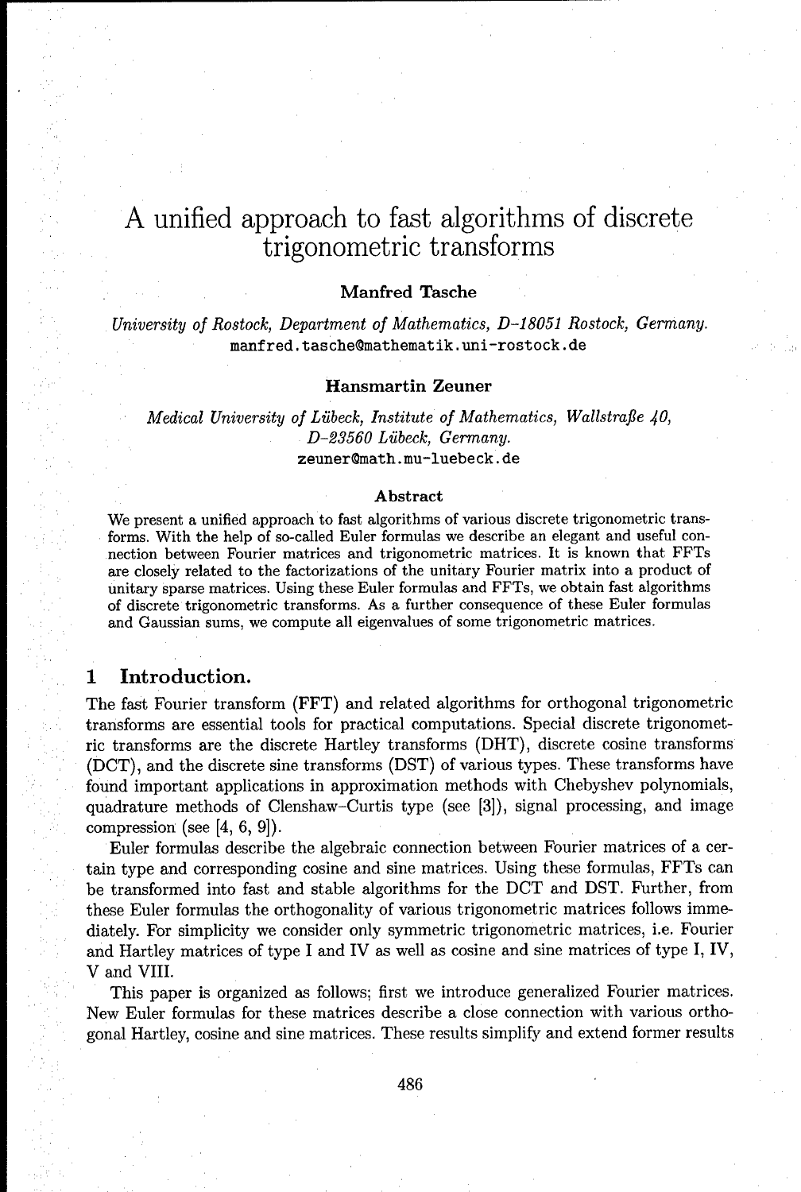# A unified approach to fast algorithms of discrete trigonometric transforms

**Manfred Tasche**

*University of Rostock, Department of Mathematics, D-18051 Rostock, Germany.*
manfred.tasche@mathematik.uni-rostock.de

**Hansmartin Zeuner**

*Medical University of Lübeck, Institute of Mathematics, Wallstraße 40, D-23560 Lübeck, Germany.*
zeuner@math.mu-luebeck.de

**Abstract**

We present a unified approach to fast algorithms of various discrete trigonometric transforms. With the help of so-called Euler formulas we describe an elegant and useful connection between Fourier matrices and trigonometric matrices. It is known that FFTs are closely related to the factorizations of the unitary Fourier matrix into a product of unitary sparse matrices. Using these Euler formulas and FFTs, we obtain fast algorithms of discrete trigonometric transforms. As a further consequence of these Euler formulas and Gaussian sums, we compute all eigenvalues of some trigonometric matrices.

## 1 Introduction.

The fast Fourier transform (FFT) and related algorithms for orthogonal trigonometric transforms are essential tools for practical computations. Special discrete trigonometric transforms are the discrete Hartley transforms (DHT), discrete cosine transforms (DCT), and the discrete sine transforms (DST) of various types. These transforms have found important applications in approximation methods with Chebyshev polynomials, quadrature methods of Clenshaw–Curtis type (see [3]), signal processing, and image compression (see [4, 6, 9]).

Euler formulas describe the algebraic connection between Fourier matrices of a certain type and corresponding cosine and sine matrices. Using these formulas, FFTs can be transformed into fast and stable algorithms for the DCT and DST. Further, from these Euler formulas the orthogonality of various trigonometric matrices follows immediately. For simplicity we consider only symmetric trigonometric matrices, i.e. Fourier and Hartley matrices of type I and IV as well as cosine and sine matrices of type I, IV, V and VIII.

This paper is organized as follows; first we introduce generalized Fourier matrices. New Euler formulas for these matrices describe a close connection with various orthogonal Hartley, cosine and sine matrices. These results simplify and extend former results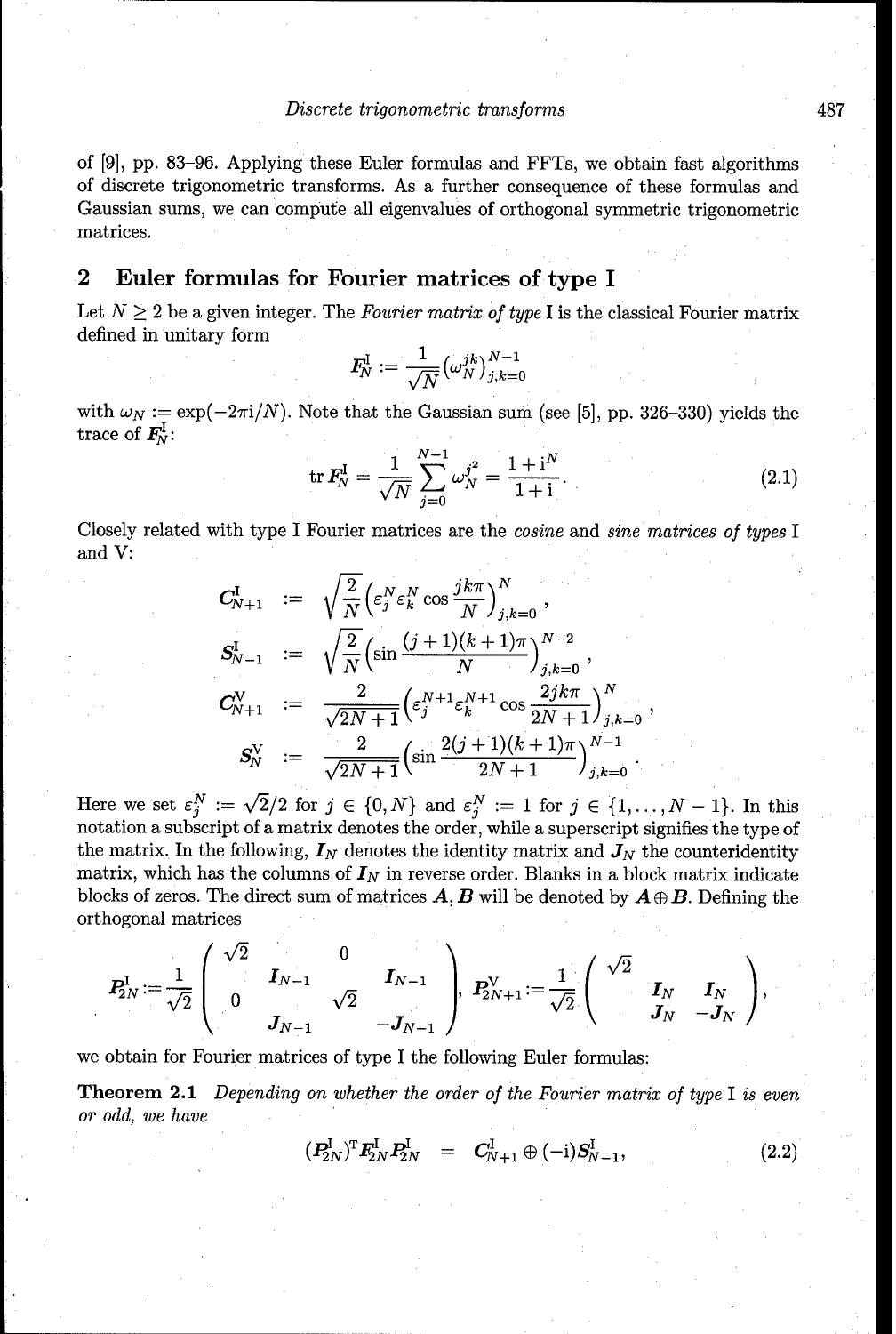of [9], pp. 83–96. Applying these Euler formulas and FFTs, we obtain fast algorithms of discrete trigonometric transforms. As a further consequence of these formulas and Gaussian sums, we can compute all eigenvalues of orthogonal symmetric trigonometric matrices.

## 2 Euler formulas for Fourier matrices of type I

Let $N \geq 2$ be a given integer. The *Fourier matrix of type* I is the classical Fourier matrix defined in unitary form

$$\boldsymbol{F}_N^{\mathrm{I}} := \frac{1}{\sqrt{N}} \left(\omega_N^{jk}\right)_{j,k=0}^{N-1}$$

with $\omega_N := \exp(-2\pi\mathrm{i}/N)$. Note that the Gaussian sum (see [5], pp. 326–330) yields the trace of $\boldsymbol{F}_N^{\mathrm{I}}$:

$$\operatorname{tr} \boldsymbol{F}_N^{\mathrm{I}} = \frac{1}{\sqrt{N}} \sum_{j=0}^{N-1} \omega_N^{j^2} = \frac{1+\mathrm{i}^N}{1+\mathrm{i}}. \tag{2.1}$$

Closely related with type I Fourier matrices are the *cosine* and *sine matrices of types* I and V:

$$\begin{aligned}
\boldsymbol{C}_{N+1}^{\mathrm{I}} &:= \sqrt{\frac{2}{N}} \left(\varepsilon_j^N \varepsilon_k^N \cos\frac{jk\pi}{N}\right)_{j,k=0}^{N}, \\
\boldsymbol{S}_{N-1}^{\mathrm{I}} &:= \sqrt{\frac{2}{N}} \left(\sin\frac{(j+1)(k+1)\pi}{N}\right)_{j,k=0}^{N-2}, \\
\boldsymbol{C}_{N+1}^{\mathrm{V}} &:= \frac{2}{\sqrt{2N+1}} \left(\varepsilon_j^{N+1} \varepsilon_k^{N+1} \cos\frac{2jk\pi}{2N+1}\right)_{j,k=0}^{N}, \\
\boldsymbol{S}_{N}^{\mathrm{V}} &:= \frac{2}{\sqrt{2N+1}} \left(\sin\frac{2(j+1)(k+1)\pi}{2N+1}\right)_{j,k=0}^{N-1}.
\end{aligned}$$

Here we set $\varepsilon_j^N := \sqrt{2}/2$ for $j \in \{0, N\}$ and $\varepsilon_j^N := 1$ for $j \in \{1, \ldots, N-1\}$. In this notation a subscript of a matrix denotes the order, while a superscript signifies the type of the matrix. In the following, $\boldsymbol{I}_N$ denotes the identity matrix and $\boldsymbol{J}_N$ the counteridentity matrix, which has the columns of $\boldsymbol{I}_N$ in reverse order. Blanks in a block matrix indicate blocks of zeros. The direct sum of matrices $\boldsymbol{A}, \boldsymbol{B}$ will be denoted by $\boldsymbol{A} \oplus \boldsymbol{B}$. Defining the orthogonal matrices

$$\boldsymbol{P}_{2N}^{\mathrm{I}} := \frac{1}{\sqrt{2}} \begin{pmatrix} \sqrt{2} & & 0 & \\ & \boldsymbol{I}_{N-1} & & \boldsymbol{I}_{N-1} \\ 0 & & \sqrt{2} & \\ & \boldsymbol{J}_{N-1} & & -\boldsymbol{J}_{N-1} \end{pmatrix}, \quad \boldsymbol{P}_{2N+1}^{\mathrm{V}} := \frac{1}{\sqrt{2}} \begin{pmatrix} \sqrt{2} & & \\ & \boldsymbol{I}_N & \boldsymbol{I}_N \\ & \boldsymbol{J}_N & -\boldsymbol{J}_N \end{pmatrix},$$

we obtain for Fourier matrices of type I the following Euler formulas:

**Theorem 2.1** *Depending on whether the order of the Fourier matrix of type* I *is even or odd, we have*

$$(\boldsymbol{P}_{2N}^{\mathrm{I}})^{\mathrm{T}} \boldsymbol{F}_{2N}^{\mathrm{I}} \boldsymbol{P}_{2N}^{\mathrm{I}} = \boldsymbol{C}_{N+1}^{\mathrm{I}} \oplus (-\mathrm{i}) \boldsymbol{S}_{N-1}^{\mathrm{I}}, \tag{2.2}$$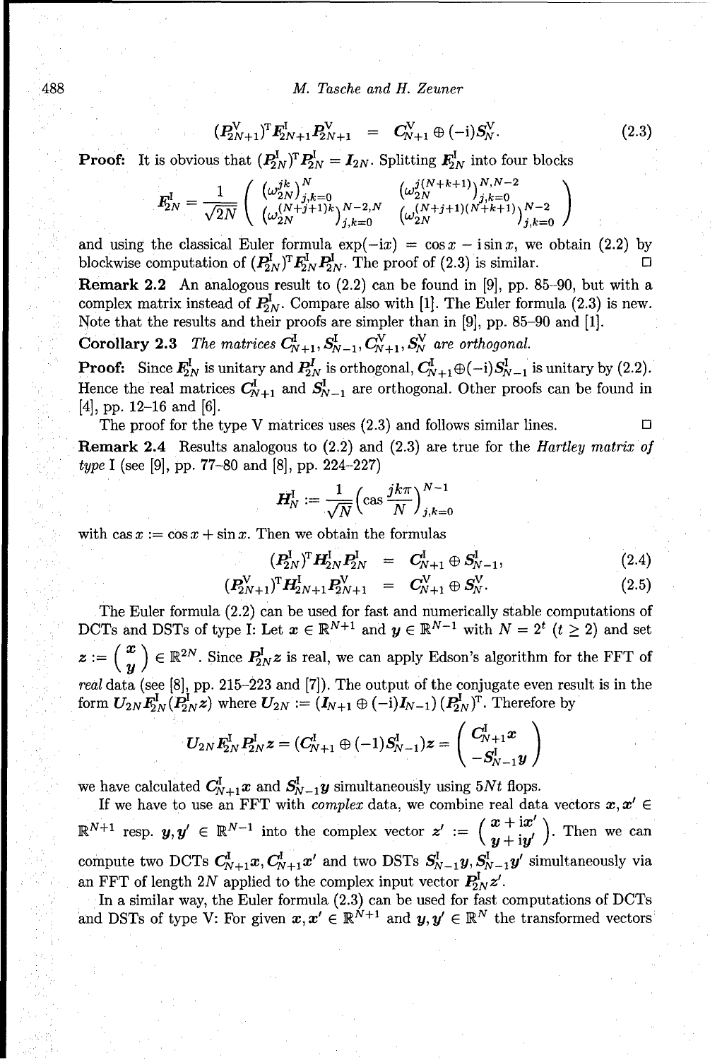$$(\boldsymbol{P}_{2N+1}^{\mathrm{V}})^{\mathrm{T}}\boldsymbol{F}_{2N+1}^{\mathrm{I}}\boldsymbol{P}_{2N+1}^{\mathrm{V}} \;=\; \boldsymbol{C}_{N+1}^{\mathrm{V}} \oplus (-\mathrm{i})\boldsymbol{S}_{N}^{\mathrm{V}}. \tag{2.3}$$

**Proof:** It is obvious that $(\boldsymbol{P}_{2N}^{\mathrm{I}})^{\mathrm{T}}\boldsymbol{P}_{2N}^{\mathrm{I}} = \boldsymbol{I}_{2N}$. Splitting $\boldsymbol{F}_{2N}^{\mathrm{I}}$ into four blocks

$$\boldsymbol{F}_{2N}^{\mathrm{I}} = \frac{1}{\sqrt{2N}}\begin{pmatrix} \left(\omega_{2N}^{jk}\right)_{j,k=0}^{N} & \left(\omega_{2N}^{j(N+k+1)}\right)_{j,k=0}^{N,N-2} \\ \left(\omega_{2N}^{(N+j+1)k}\right)_{j,k=0}^{N-2,N} & \left(\omega_{2N}^{(N+j+1)(N+k+1)}\right)_{j,k=0}^{N-2} \end{pmatrix}$$

and using the classical Euler formula $\exp(-\mathrm{i}x) = \cos x - \mathrm{i}\sin x$, we obtain (2.2) by blockwise computation of $(\boldsymbol{P}_{2N}^{\mathrm{I}})^{\mathrm{T}}\boldsymbol{F}_{2N}^{\mathrm{I}}\boldsymbol{P}_{2N}^{\mathrm{I}}$. The proof of (2.3) is similar. □

**Remark 2.2** An analogous result to (2.2) can be found in [9], pp. 85–90, but with a complex matrix instead of $\boldsymbol{P}_{2N}^{\mathrm{I}}$. Compare also with [1]. The Euler formula (2.3) is new. Note that the results and their proofs are simpler than in [9], pp. 85–90 and [1].

**Corollary 2.3** *The matrices* $\boldsymbol{C}_{N+1}^{\mathrm{I}}, \boldsymbol{S}_{N-1}^{\mathrm{I}}, \boldsymbol{C}_{N+1}^{\mathrm{V}}, \boldsymbol{S}_{N}^{\mathrm{V}}$ *are orthogonal.*

**Proof:** Since $\boldsymbol{F}_{2N}^{\mathrm{I}}$ is unitary and $\boldsymbol{P}_{2N}^{\mathrm{I}}$ is orthogonal, $\boldsymbol{C}_{N+1}^{\mathrm{I}} \oplus (-\mathrm{i})\boldsymbol{S}_{N-1}^{\mathrm{I}}$ is unitary by (2.2). Hence the real matrices $\boldsymbol{C}_{N+1}^{\mathrm{I}}$ and $\boldsymbol{S}_{N-1}^{\mathrm{I}}$ are orthogonal. Other proofs can be found in [4], pp. 12–16 and [6].

The proof for the type V matrices uses (2.3) and follows similar lines. □

**Remark 2.4** Results analogous to (2.2) and (2.3) are true for the *Hartley matrix of type* I (see [9], pp. 77–80 and [8], pp. 224–227)

$$\boldsymbol{H}_{N}^{\mathrm{I}} := \frac{1}{\sqrt{N}}\left(\operatorname{cas}\frac{jk\pi}{N}\right)_{j,k=0}^{N-1}$$

with $\operatorname{cas} x := \cos x + \sin x$. Then we obtain the formulas

$$(\boldsymbol{P}_{2N}^{\mathrm{I}})^{\mathrm{T}}\boldsymbol{H}_{2N}^{\mathrm{I}}\boldsymbol{P}_{2N}^{\mathrm{I}} \;=\; \boldsymbol{C}_{N+1}^{\mathrm{I}} \oplus \boldsymbol{S}_{N-1}^{\mathrm{I}}, \tag{2.4}$$

$$(\boldsymbol{P}_{2N+1}^{\mathrm{V}})^{\mathrm{T}}\boldsymbol{H}_{2N+1}^{\mathrm{I}}\boldsymbol{P}_{2N+1}^{\mathrm{V}} \;=\; \boldsymbol{C}_{N+1}^{\mathrm{V}} \oplus \boldsymbol{S}_{N}^{\mathrm{V}}. \tag{2.5}$$

The Euler formula (2.2) can be used for fast and numerically stable computations of DCTs and DSTs of type I: Let $\boldsymbol{x} \in \mathbb{R}^{N+1}$ and $\boldsymbol{y} \in \mathbb{R}^{N-1}$ with $N = 2^t$ ($t \geq 2$) and set $\boldsymbol{z} := \begin{pmatrix} \boldsymbol{x} \\ \boldsymbol{y} \end{pmatrix} \in \mathbb{R}^{2N}$. Since $\boldsymbol{P}_{2N}^{\mathrm{I}}\boldsymbol{z}$ is real, we can apply Edson's algorithm for the FFT of *real* data (see [8], pp. 215–223 and [7]). The output of the conjugate even result is in the form $\boldsymbol{U}_{2N}\boldsymbol{F}_{2N}^{\mathrm{I}}(\boldsymbol{P}_{2N}^{\mathrm{I}}\boldsymbol{z})$ where $\boldsymbol{U}_{2N} := (\boldsymbol{I}_{N+1} \oplus (-\mathrm{i})\boldsymbol{I}_{N-1})\,(\boldsymbol{P}_{2N}^{\mathrm{I}})^{\mathrm{T}}$. Therefore by

$$\boldsymbol{U}_{2N}\boldsymbol{F}_{2N}^{\mathrm{I}}\boldsymbol{P}_{2N}^{\mathrm{I}}\boldsymbol{z} = (\boldsymbol{C}_{N+1}^{\mathrm{I}} \oplus (-1)\boldsymbol{S}_{N-1}^{\mathrm{I}})\boldsymbol{z} = \begin{pmatrix} \boldsymbol{C}_{N+1}^{\mathrm{I}}\boldsymbol{x} \\ -\boldsymbol{S}_{N-1}^{\mathrm{I}}\boldsymbol{y} \end{pmatrix}$$

we have calculated $\boldsymbol{C}_{N+1}^{\mathrm{I}}\boldsymbol{x}$ and $\boldsymbol{S}_{N-1}^{\mathrm{I}}\boldsymbol{y}$ simultaneously using $5Nt$ flops.

If we have to use an FFT with *complex* data, we combine real data vectors $\boldsymbol{x}, \boldsymbol{x}' \in \mathbb{R}^{N+1}$ resp. $\boldsymbol{y}, \boldsymbol{y}' \in \mathbb{R}^{N-1}$ into the complex vector $\boldsymbol{z}' := \begin{pmatrix} \boldsymbol{x} + \mathrm{i}\boldsymbol{x}' \\ \boldsymbol{y} + \mathrm{i}\boldsymbol{y}' \end{pmatrix}$. Then we can compute two DCTs $\boldsymbol{C}_{N+1}^{\mathrm{I}}\boldsymbol{x}, \boldsymbol{C}_{N+1}^{\mathrm{I}}\boldsymbol{x}'$ and two DSTs $\boldsymbol{S}_{N-1}^{\mathrm{I}}\boldsymbol{y}, \boldsymbol{S}_{N-1}^{\mathrm{I}}\boldsymbol{y}'$ simultaneously via an FFT of length $2N$ applied to the complex input vector $\boldsymbol{P}_{2N}^{\mathrm{I}}\boldsymbol{z}'$.

In a similar way, the Euler formula (2.3) can be used for fast computations of DCTs and DSTs of type V: For given $\boldsymbol{x}, \boldsymbol{x}' \in \mathbb{R}^{N+1}$ and $\boldsymbol{y}, \boldsymbol{y}' \in \mathbb{R}^{N}$ the transformed vectors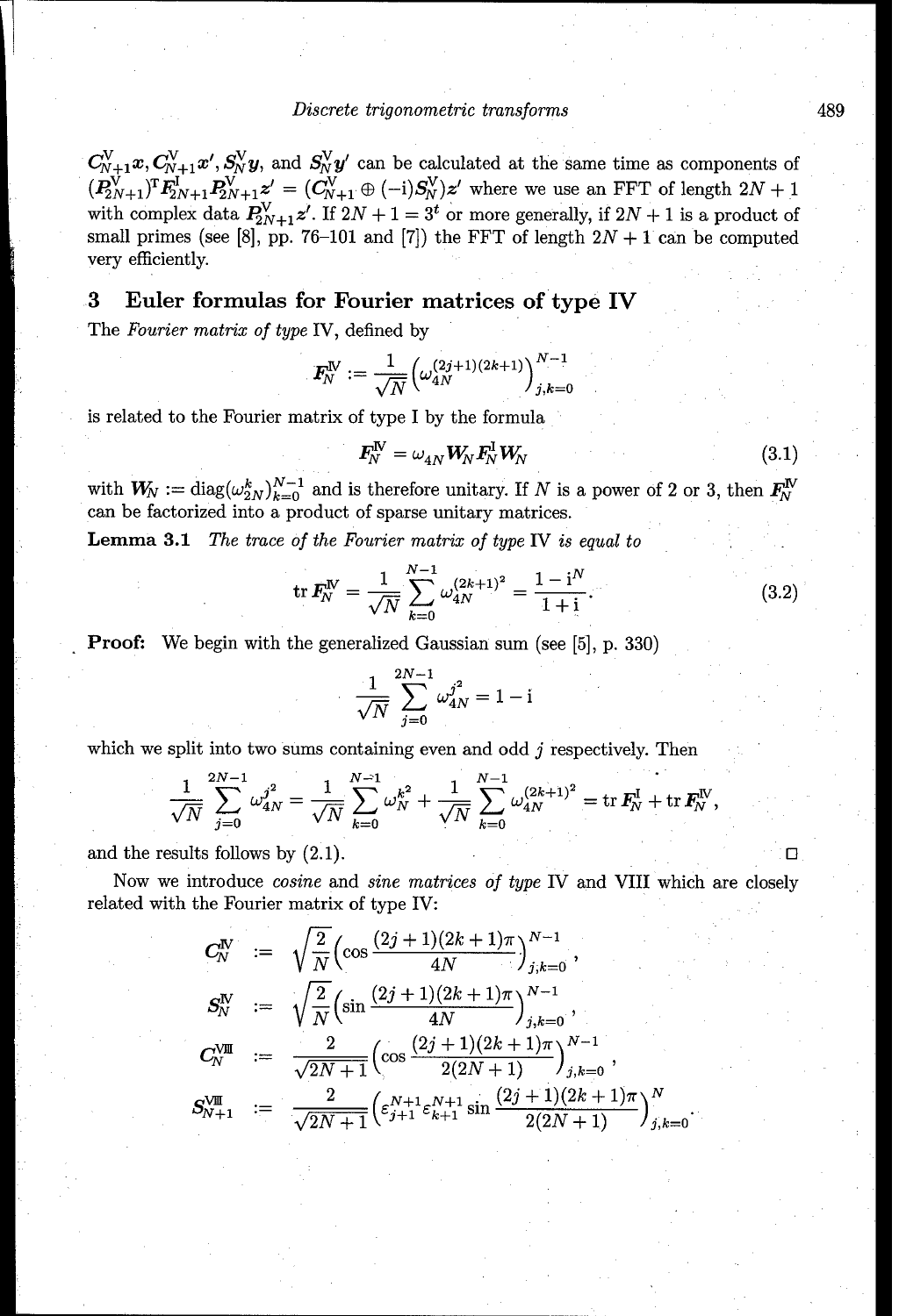$\mathbf{C}_{N+1}^{\mathrm{V}}\mathbf{x}, \mathbf{C}_{N+1}^{\mathrm{V}}\mathbf{x}', \mathbf{S}_N^{\mathrm{V}}\mathbf{y}$, and $\mathbf{S}_N^{\mathrm{V}}\mathbf{y}'$ can be calculated at the same time as components of $(\mathbf{P}_{2N+1}^{\mathrm{V}})^{\mathrm{T}}\mathbf{F}_{2N+1}^{\mathrm{I}}\mathbf{P}_{2N+1}^{\mathrm{V}}\mathbf{z}' = (\mathbf{C}_{N+1}^{\mathrm{V}} \oplus (-\mathrm{i})\mathbf{S}_N^{\mathrm{V}})\mathbf{z}'$ where we use an FFT of length $2N+1$ with complex data $\mathbf{P}_{2N+1}^{\mathrm{V}}\mathbf{z}'$. If $2N+1 = 3^t$ or more generally, if $2N+1$ is a product of small primes (see [8], pp. 76–101 and [7]) the FFT of length $2N+1$ can be computed very efficiently.

## 3 Euler formulas for Fourier matrices of type IV

The *Fourier matrix of type* IV, defined by

$$\mathbf{F}_N^{\mathrm{IV}} := \frac{1}{\sqrt{N}}\left(\omega_{4N}^{(2j+1)(2k+1)}\right)_{j,k=0}^{N-1}$$

is related to the Fourier matrix of type I by the formula

$$\mathbf{F}_N^{\mathrm{IV}} = \omega_{4N}\mathbf{W}_N\mathbf{F}_N^{\mathrm{I}}\mathbf{W}_N \tag{3.1}$$

with $\mathbf{W}_N := \mathrm{diag}(\omega_{2N}^k)_{k=0}^{N-1}$ and is therefore unitary. If $N$ is a power of 2 or 3, then $\mathbf{F}_N^{\mathrm{IV}}$ can be factorized into a product of sparse unitary matrices.

**Lemma 3.1** *The trace of the Fourier matrix of type* IV *is equal to*

$$\mathrm{tr}\,\mathbf{F}_N^{\mathrm{IV}} = \frac{1}{\sqrt{N}}\sum_{k=0}^{N-1}\omega_{4N}^{(2k+1)^2} = \frac{1-\mathrm{i}^N}{1+\mathrm{i}}. \tag{3.2}$$

**Proof:** We begin with the generalized Gaussian sum (see [5], p. 330)

$$\frac{1}{\sqrt{N}}\sum_{j=0}^{2N-1}\omega_{4N}^{j^2} = 1-\mathrm{i}$$

which we split into two sums containing even and odd $j$ respectively. Then

$$\frac{1}{\sqrt{N}}\sum_{j=0}^{2N-1}\omega_{4N}^{j^2} = \frac{1}{\sqrt{N}}\sum_{k=0}^{N-1}\omega_N^{k^2} + \frac{1}{\sqrt{N}}\sum_{k=0}^{N-1}\omega_{4N}^{(2k+1)^2} = \mathrm{tr}\,\mathbf{F}_N^{\mathrm{I}} + \mathrm{tr}\,\mathbf{F}_N^{\mathrm{IV}},$$

and the results follows by (2.1). □

Now we introduce *cosine* and *sine matrices of type* IV and VIII which are closely related with the Fourier matrix of type IV:

$$\begin{aligned}
\mathbf{C}_N^{\mathrm{IV}} &:= \sqrt{\frac{2}{N}}\left(\cos\frac{(2j+1)(2k+1)\pi}{4N}\right)_{j,k=0}^{N-1}, \\
\mathbf{S}_N^{\mathrm{IV}} &:= \sqrt{\frac{2}{N}}\left(\sin\frac{(2j+1)(2k+1)\pi}{4N}\right)_{j,k=0}^{N-1}, \\
\mathbf{C}_N^{\mathrm{VIII}} &:= \frac{2}{\sqrt{2N+1}}\left(\cos\frac{(2j+1)(2k+1)\pi}{2(2N+1)}\right)_{j,k=0}^{N-1}, \\
\mathbf{S}_{N+1}^{\mathrm{VIII}} &:= \frac{2}{\sqrt{2N+1}}\left(\varepsilon_{j+1}^{N+1}\varepsilon_{k+1}^{N+1}\sin\frac{(2j+1)(2k+1)\pi}{2(2N+1)}\right)_{j,k=0}^{N}.
\end{aligned}$$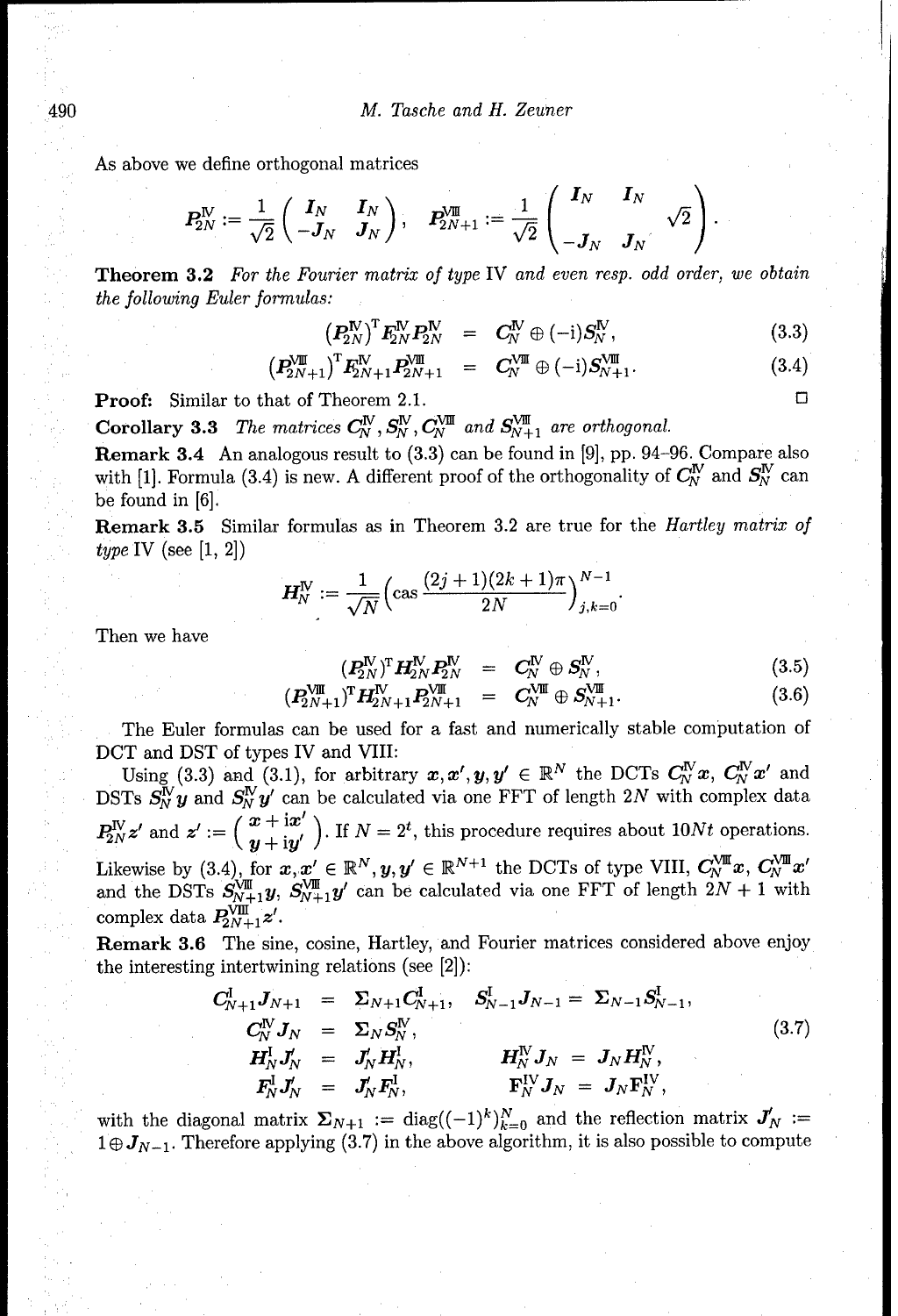As above we define orthogonal matrices

$$P_{2N}^{\mathrm{IV}} := \frac{1}{\sqrt{2}}\begin{pmatrix} I_N & I_N \\ -J_N & J_N \end{pmatrix}, \quad P_{2N+1}^{\mathrm{VIII}} := \frac{1}{\sqrt{2}}\begin{pmatrix} I_N & & I_N \\ & \sqrt{2} & \\ -J_N & & J_N \end{pmatrix}.$$

**Theorem 3.2** *For the Fourier matrix of type* IV *and even resp. odd order, we obtain the following Euler formulas:*

$$(P_{2N}^{\mathrm{IV}})^{\mathrm{T}} F_{2N}^{\mathrm{IV}} P_{2N}^{\mathrm{IV}} = C_N^{\mathrm{IV}} \oplus (-\mathrm{i}) S_N^{\mathrm{IV}}, \tag{3.3}$$

$$(P_{2N+1}^{\mathrm{VIII}})^{\mathrm{T}} F_{2N+1}^{\mathrm{IV}} P_{2N+1}^{\mathrm{VIII}} = C_N^{\mathrm{VIII}} \oplus (-\mathrm{i}) S_{N+1}^{\mathrm{VIII}}. \tag{3.4}$$

**Proof:** Similar to that of Theorem 2.1. □

**Corollary 3.3** *The matrices $C_N^{\mathrm{IV}}, S_N^{\mathrm{IV}}, C_N^{\mathrm{VIII}}$ and $S_{N+1}^{\mathrm{VIII}}$ are orthogonal.*

**Remark 3.4** An analogous result to (3.3) can be found in [9], pp. 94–96. Compare also with [1]. Formula (3.4) is new. A different proof of the orthogonality of $C_N^{\mathrm{IV}}$ and $S_N^{\mathrm{IV}}$ can be found in [6].

**Remark 3.5** Similar formulas as in Theorem 3.2 are true for the *Hartley matrix of type* IV (see [1, 2])

$$H_N^{\mathrm{IV}} := \frac{1}{\sqrt{N}}\left(\operatorname{cas}\frac{(2j+1)(2k+1)\pi}{2N}\right)_{j,k=0}^{N-1}.$$

Then we have

$$(P_{2N}^{\mathrm{IV}})^{\mathrm{T}} H_{2N}^{\mathrm{IV}} P_{2N}^{\mathrm{IV}} = C_N^{\mathrm{IV}} \oplus S_N^{\mathrm{IV}}, \tag{3.5}$$

$$(P_{2N+1}^{\mathrm{VIII}})^{\mathrm{T}} H_{2N+1}^{\mathrm{IV}} P_{2N+1}^{\mathrm{VIII}} = C_N^{\mathrm{VIII}} \oplus S_{N+1}^{\mathrm{VIII}}. \tag{3.6}$$

The Euler formulas can be used for a fast and numerically stable computation of DCT and DST of types IV and VIII:

Using (3.3) and (3.1), for arbitrary $x, x', y, y' \in \mathbb{R}^N$ the DCTs $C_N^{\mathrm{IV}} x$, $C_N^{\mathrm{IV}} x'$ and DSTs $S_N^{\mathrm{IV}} y$ and $S_N^{\mathrm{IV}} y'$ can be calculated via one FFT of length $2N$ with complex data $P_{2N}^{\mathrm{IV}} z'$ and $z' := \begin{pmatrix} x + \mathrm{i}x' \\ y + \mathrm{i}y' \end{pmatrix}$. If $N = 2^t$, this procedure requires about $10Nt$ operations. Likewise by (3.4), for $x, x' \in \mathbb{R}^N, y, y' \in \mathbb{R}^{N+1}$ the DCTs of type VIII, $C_N^{\mathrm{VIII}} x$, $C_N^{\mathrm{VIII}} x'$ and the DSTs $S_{N+1}^{\mathrm{VIII}} y$, $S_{N+1}^{\mathrm{VIII}} y'$ can be calculated via one FFT of length $2N+1$ with complex data $P_{2N+1}^{\mathrm{VIII}} z'$.

**Remark 3.6** The sine, cosine, Hartley, and Fourier matrices considered above enjoy the interesting intertwining relations (see [2]):

$$\begin{aligned}
C_{N+1}^{\mathrm{I}} J_{N+1} &= \Sigma_{N+1} C_{N+1}^{\mathrm{I}}, & S_{N-1}^{\mathrm{I}} J_{N-1} &= \Sigma_{N-1} S_{N-1}^{\mathrm{I}}, \\
C_N^{\mathrm{IV}} J_N &= \Sigma_N S_N^{\mathrm{IV}}, & & \\
H_N^{\mathrm{I}} J_N' &= J_N' H_N^{\mathrm{I}}, & H_N^{\mathrm{IV}} J_N &= J_N H_N^{\mathrm{IV}}, \\
F_N^{\mathrm{I}} J_N' &= J_N' F_N^{\mathrm{I}}, & \mathrm{F}_N^{\mathrm{IV}} J_N &= J_N \mathrm{F}_N^{\mathrm{IV}},
\end{aligned} \tag{3.7}$$

with the diagonal matrix $\Sigma_{N+1} := \operatorname{diag}((-1)^k)_{k=0}^N$ and the reflection matrix $J_N' := 1 \oplus J_{N-1}$. Therefore applying (3.7) in the above algorithm, it is also possible to compute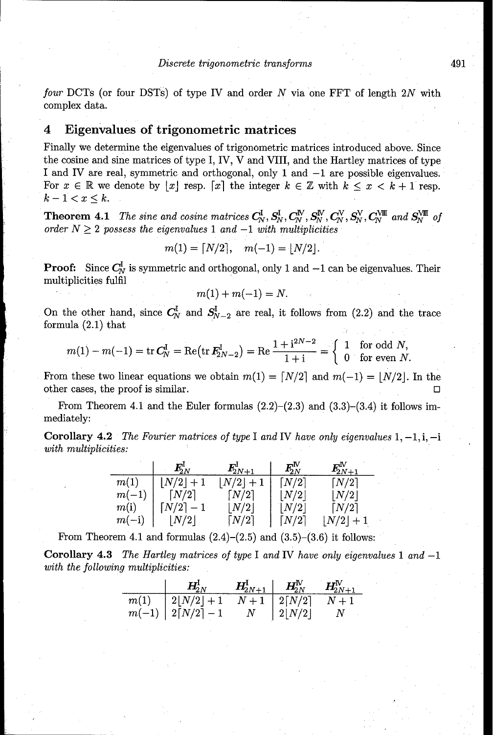*four* DCTs (or four DSTs) of type IV and order $N$ via one FFT of length $2N$ with complex data.

## 4 Eigenvalues of trigonometric matrices

Finally we determine the eigenvalues of trigonometric matrices introduced above. Since the cosine and sine matrices of type I, IV, V and VIII, and the Hartley matrices of type I and IV are real, symmetric and orthogonal, only 1 and $-1$ are possible eigenvalues. For $x \in \mathbb{R}$ we denote by $\lfloor x \rfloor$ resp. $\lceil x \rceil$ the integer $k \in \mathbb{Z}$ with $k \leq x < k+1$ resp. $k-1 < x \leq k$.

**Theorem 4.1** *The sine and cosine matrices $\boldsymbol{C}_N^{\mathrm{I}}, \boldsymbol{S}_N^{\mathrm{I}}, \boldsymbol{C}_N^{\mathrm{IV}}, \boldsymbol{S}_N^{\mathrm{IV}}, \boldsymbol{C}_N^{\mathrm{V}}, \boldsymbol{S}_N^{\mathrm{V}}, \boldsymbol{C}_N^{\mathrm{VIII}}$ and $\boldsymbol{S}_N^{\mathrm{VIII}}$ of order $N \geq 2$ possess the eigenvalues 1 and $-1$ with multiplicities*

$$m(1) = \lceil N/2 \rceil, \quad m(-1) = \lfloor N/2 \rfloor.$$

**Proof:** Since $\boldsymbol{C}_N^{\mathrm{I}}$ is symmetric and orthogonal, only 1 and $-1$ can be eigenvalues. Their multiplicities fulfil

$$m(1) + m(-1) = N.$$

On the other hand, since $\boldsymbol{C}_N^{\mathrm{I}}$ and $\boldsymbol{S}_{N-2}^{\mathrm{I}}$ are real, it follows from (2.2) and the trace formula (2.1) that

$$m(1) - m(-1) = \operatorname{tr} \boldsymbol{C}_N^{\mathrm{I}} = \operatorname{Re}\big(\operatorname{tr} \boldsymbol{F}_{2N-2}^{\mathrm{I}}\big) = \operatorname{Re} \frac{1 + \mathrm{i}^{2N-2}}{1+\mathrm{i}} = \begin{cases} 1 & \text{for odd } N, \\ 0 & \text{for even } N. \end{cases}$$

From these two linear equations we obtain $m(1) = \lceil N/2 \rceil$ and $m(-1) = \lfloor N/2 \rfloor$. In the other cases, the proof is similar. $\square$

From Theorem 4.1 and the Euler formulas (2.2)–(2.3) and (3.3)–(3.4) it follows immediately:

**Corollary 4.2** *The Fourier matrices of type* I *and* IV *have only eigenvalues* $1, -1, \mathrm{i}, -\mathrm{i}$ *with multiplicities:*

| | $\boldsymbol{F}_{2N}^{\mathrm{I}}$ | $\boldsymbol{F}_{2N+1}^{\mathrm{I}}$ | $\boldsymbol{F}_{2N}^{\mathrm{IV}}$ | $\boldsymbol{F}_{2N+1}^{\mathrm{IV}}$ |
|---|---|---|---|---|
| $m(1)$ | $\lfloor N/2 \rfloor + 1$ | $\lfloor N/2 \rfloor + 1$ | $\lceil N/2 \rceil$ | $\lceil N/2 \rceil$ |
| $m(-1)$ | $\lceil N/2 \rceil$ | $\lceil N/2 \rceil$ | $\lfloor N/2 \rfloor$ | $\lfloor N/2 \rfloor$ |
| $m(\mathrm{i})$ | $\lceil N/2 \rceil - 1$ | $\lfloor N/2 \rfloor$ | $\lfloor N/2 \rfloor$ | $\lceil N/2 \rceil$ |
| $m(-\mathrm{i})$ | $\lfloor N/2 \rfloor$ | $\lceil N/2 \rceil$ | $\lceil N/2 \rceil$ | $\lfloor N/2 \rfloor + 1$ |

From Theorem 4.1 and formulas (2.4)–(2.5) and (3.5)–(3.6) it follows:

**Corollary 4.3** *The Hartley matrices of type* I *and* IV *have only eigenvalues* 1 *and* $-1$ *with the following multiplicities:*

| | $\boldsymbol{H}_{2N}^{\mathrm{I}}$ | $\boldsymbol{H}_{2N+1}^{\mathrm{I}}$ | $\boldsymbol{H}_{2N}^{\mathrm{IV}}$ | $\boldsymbol{H}_{2N+1}^{\mathrm{IV}}$ |
|---|---|---|---|---|
| $m(1)$ | $2\lfloor N/2 \rfloor + 1$ | $N+1$ | $2\lceil N/2 \rceil$ | $N+1$ |
| $m(-1)$ | $2\lceil N/2 \rceil - 1$ | $N$ | $2\lfloor N/2 \rfloor$ | $N$ |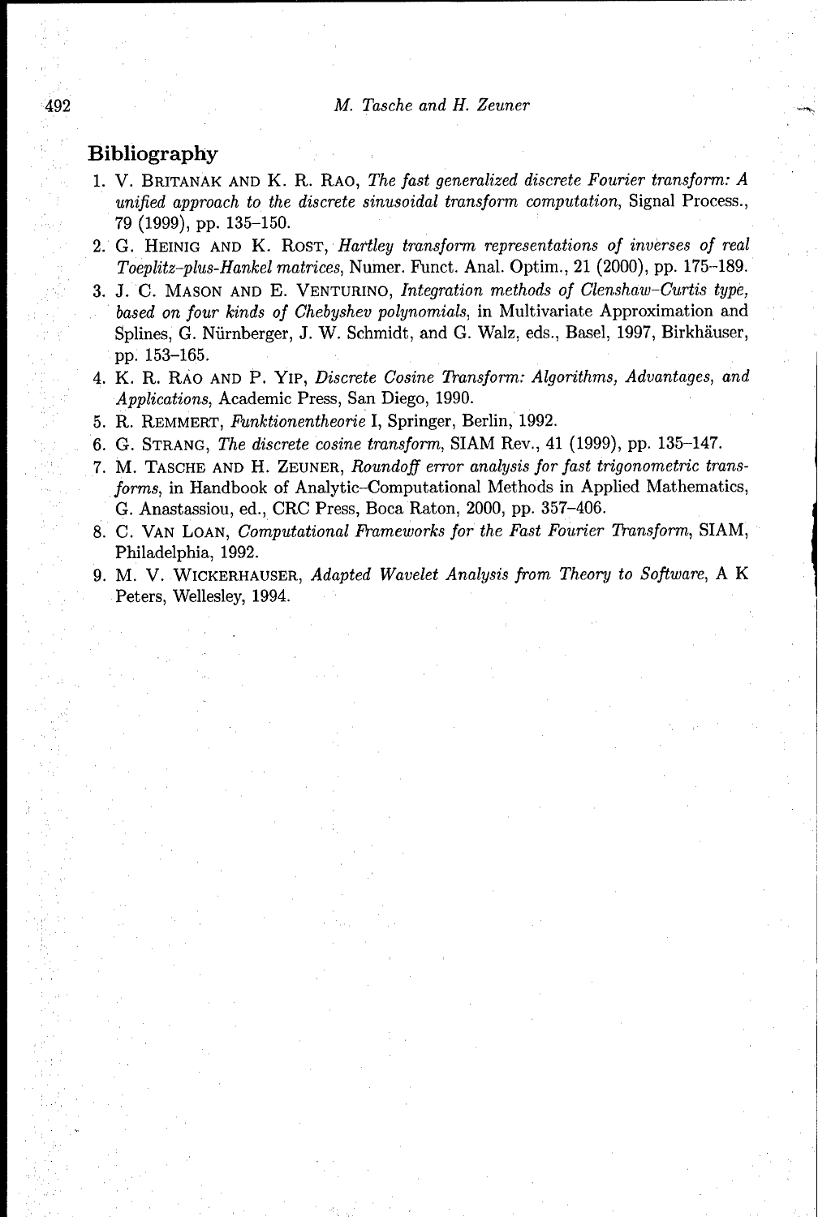## Bibliography

1. V. Britanak and K. R. Rao, *The fast generalized discrete Fourier transform: A unified approach to the discrete sinusoidal transform computation*, Signal Process., 79 (1999), pp. 135–150.
2. G. Heinig and K. Rost, *Hartley transform representations of inverses of real Toeplitz-plus-Hankel matrices*, Numer. Funct. Anal. Optim., 21 (2000), pp. 175–189.
3. J. C. Mason and E. Venturino, *Integration methods of Clenshaw–Curtis type, based on four kinds of Chebyshev polynomials*, in Multivariate Approximation and Splines, G. Nürnberger, J. W. Schmidt, and G. Walz, eds., Basel, 1997, Birkhäuser, pp. 153–165.
4. K. R. Rao and P. Yip, *Discrete Cosine Transform: Algorithms, Advantages, and Applications*, Academic Press, San Diego, 1990.
5. R. Remmert, *Funktionentheorie* I, Springer, Berlin, 1992.
6. G. Strang, *The discrete cosine transform*, SIAM Rev., 41 (1999), pp. 135–147.
7. M. Tasche and H. Zeuner, *Roundoff error analysis for fast trigonometric transforms*, in Handbook of Analytic–Computational Methods in Applied Mathematics, G. Anastassiou, ed., CRC Press, Boca Raton, 2000, pp. 357–406.
8. C. Van Loan, *Computational Frameworks for the Fast Fourier Transform*, SIAM, Philadelphia, 1992.
9. M. V. Wickerhauser, *Adapted Wavelet Analysis from Theory to Software*, A K Peters, Wellesley, 1994.